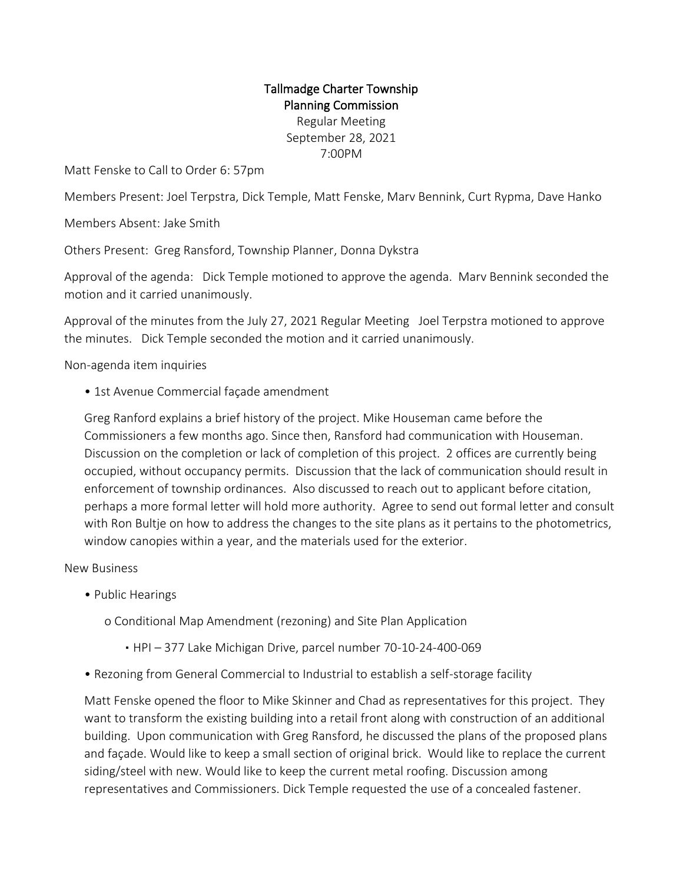# Tallmadge Charter Township
## Planning Commission

Regular Meeting
September 28, 2021
7:00PM

Matt Fenske to Call to Order 6: 57pm

Members Present: Joel Terpstra, Dick Temple, Matt Fenske, Marv Bennink, Curt Rypma, Dave Hanko

Members Absent: Jake Smith

Others Present: Greg Ransford, Township Planner, Donna Dykstra

Approval of the agenda: Dick Temple motioned to approve the agenda. Marv Bennink seconded the motion and it carried unanimously.

Approval of the minutes from the July 27, 2021 Regular Meeting Joel Terpstra motioned to approve the minutes. Dick Temple seconded the motion and it carried unanimously.

Non-agenda item inquiries

- 1st Avenue Commercial façade amendment

  Greg Ranford explains a brief history of the project. Mike Houseman came before the Commissioners a few months ago. Since then, Ransford had communication with Houseman. Discussion on the completion or lack of completion of this project. 2 offices are currently being occupied, without occupancy permits. Discussion that the lack of communication should result in enforcement of township ordinances. Also discussed to reach out to applicant before citation, perhaps a more formal letter will hold more authority. Agree to send out formal letter and consult with Ron Bultje on how to address the changes to the site plans as it pertains to the photometrics, window canopies within a year, and the materials used for the exterior.

New Business

- Public Hearings
  - Conditional Map Amendment (rezoning) and Site Plan Application
    - HPI – 377 Lake Michigan Drive, parcel number 70-10-24-400-069
- Rezoning from General Commercial to Industrial to establish a self-storage facility

  Matt Fenske opened the floor to Mike Skinner and Chad as representatives for this project. They want to transform the existing building into a retail front along with construction of an additional building. Upon communication with Greg Ransford, he discussed the plans of the proposed plans and façade. Would like to keep a small section of original brick. Would like to replace the current siding/steel with new. Would like to keep the current metal roofing. Discussion among representatives and Commissioners. Dick Temple requested the use of a concealed fastener.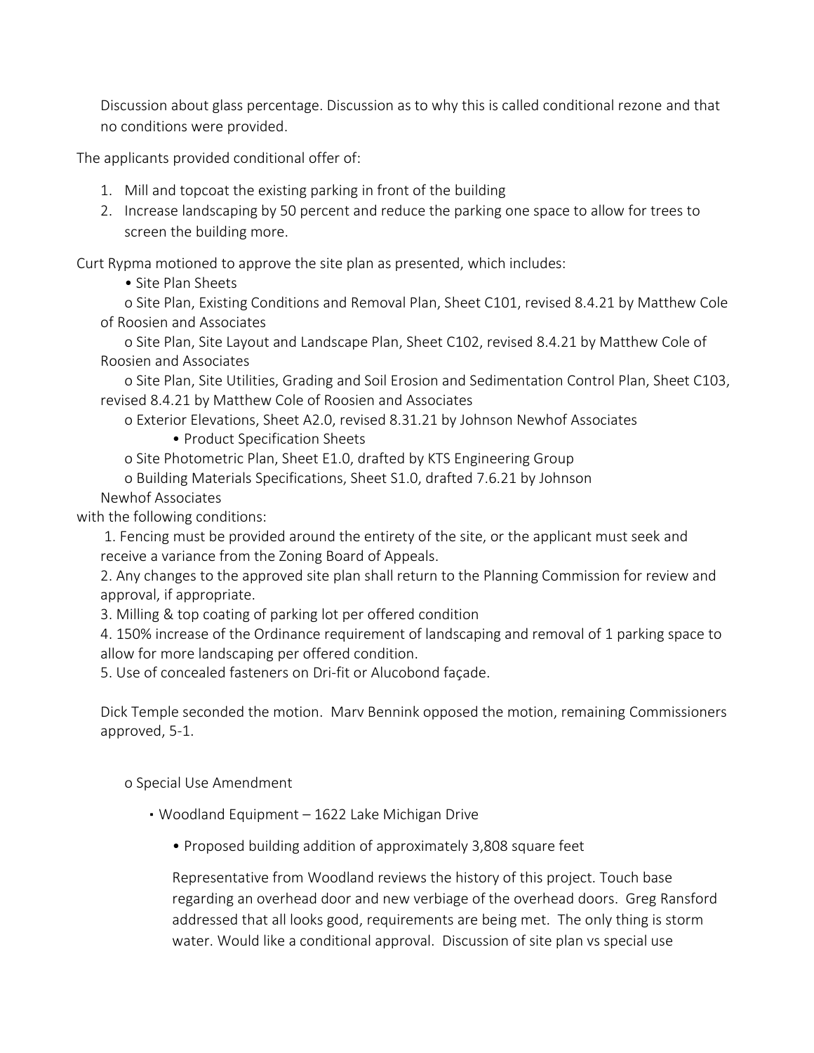Discussion about glass percentage. Discussion as to why this is called conditional rezone and that no conditions were provided.

The applicants provided conditional offer of:

1. Mill and topcoat the existing parking in front of the building
2. Increase landscaping by 50 percent and reduce the parking one space to allow for trees to screen the building more.

Curt Rypma motioned to approve the site plan as presented, which includes:

- Site Plan Sheets
  - o Site Plan, Existing Conditions and Removal Plan, Sheet C101, revised 8.4.21 by Matthew Cole of Roosien and Associates
  - o Site Plan, Site Layout and Landscape Plan, Sheet C102, revised 8.4.21 by Matthew Cole of Roosien and Associates
  - o Site Plan, Site Utilities, Grading and Soil Erosion and Sedimentation Control Plan, Sheet C103, revised 8.4.21 by Matthew Cole of Roosien and Associates
  - o Exterior Elevations, Sheet A2.0, revised 8.31.21 by Johnson Newhof Associates
- Product Specification Sheets
  - o Site Photometric Plan, Sheet E1.0, drafted by KTS Engineering Group
  - o Building Materials Specifications, Sheet S1.0, drafted 7.6.21 by Johnson Newhof Associates

with the following conditions:

1. Fencing must be provided around the entirety of the site, or the applicant must seek and receive a variance from the Zoning Board of Appeals.
2. Any changes to the approved site plan shall return to the Planning Commission for review and approval, if appropriate.
3. Milling & top coating of parking lot per offered condition
4. 150% increase of the Ordinance requirement of landscaping and removal of 1 parking space to allow for more landscaping per offered condition.
5. Use of concealed fasteners on Dri-fit or Alucobond façade.

Dick Temple seconded the motion. Marv Bennink opposed the motion, remaining Commissioners approved, 5-1.

- o Special Use Amendment
  - ▪ Woodland Equipment – 1622 Lake Michigan Drive
    - • Proposed building addition of approximately 3,808 square feet

Representative from Woodland reviews the history of this project. Touch base regarding an overhead door and new verbiage of the overhead doors. Greg Ransford addressed that all looks good, requirements are being met. The only thing is storm water. Would like a conditional approval. Discussion of site plan vs special use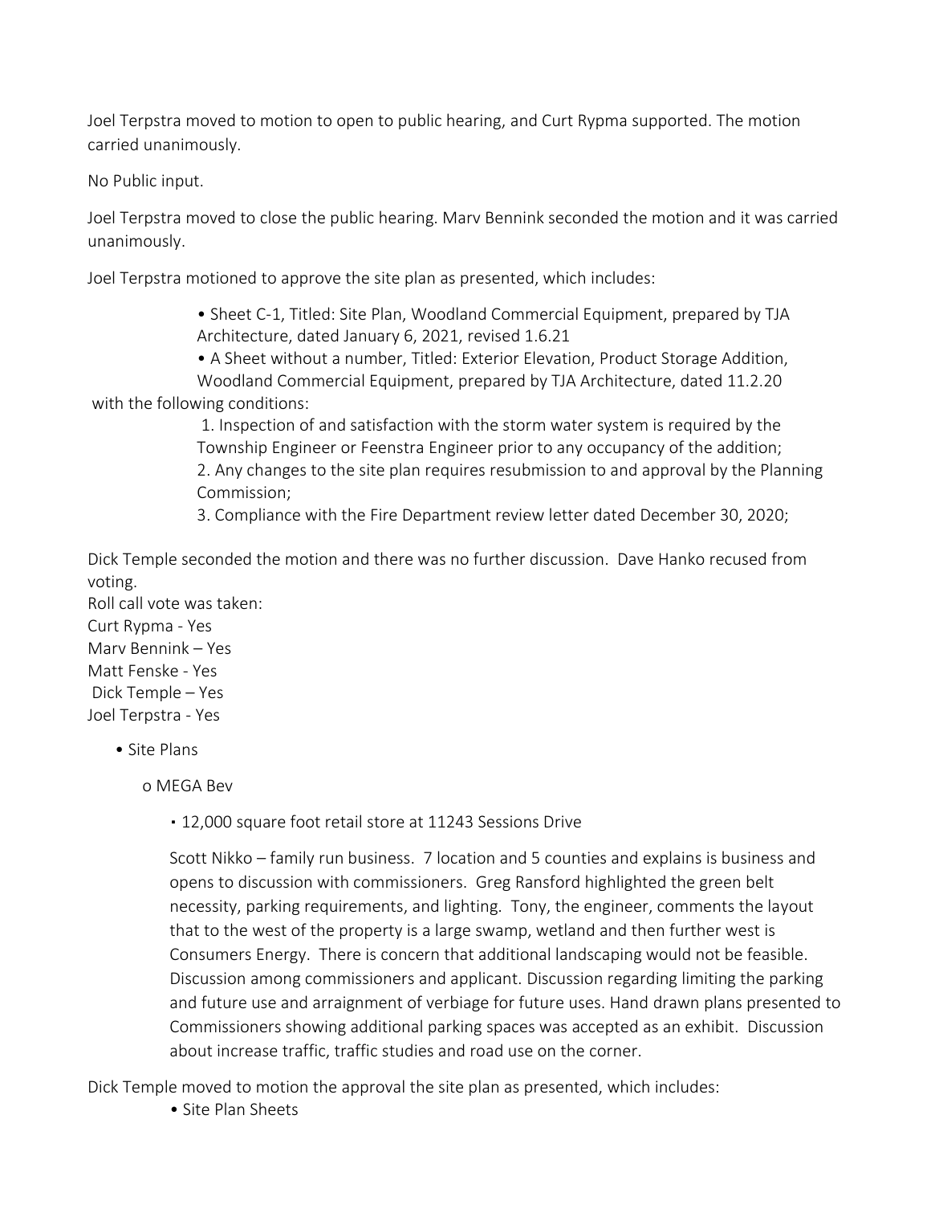Joel Terpstra moved to motion to open to public hearing, and Curt Rypma supported. The motion carried unanimously.

No Public input.

Joel Terpstra moved to close the public hearing. Marv Bennink seconded the motion and it was carried unanimously.

Joel Terpstra motioned to approve the site plan as presented, which includes:

- Sheet C-1, Titled: Site Plan, Woodland Commercial Equipment, prepared by TJA Architecture, dated January 6, 2021, revised 1.6.21
- A Sheet without a number, Titled: Exterior Elevation, Product Storage Addition, Woodland Commercial Equipment, prepared by TJA Architecture, dated 11.2.20

with the following conditions:

1. Inspection of and satisfaction with the storm water system is required by the Township Engineer or Feenstra Engineer prior to any occupancy of the addition;
2. Any changes to the site plan requires resubmission to and approval by the Planning Commission;
3. Compliance with the Fire Department review letter dated December 30, 2020;

Dick Temple seconded the motion and there was no further discussion. Dave Hanko recused from voting.

Roll call vote was taken:
Curt Rypma - Yes
Marv Bennink – Yes
Matt Fenske - Yes
Dick Temple – Yes
Joel Terpstra - Yes

- Site Plans
  - MEGA Bev
    - 12,000 square foot retail store at 11243 Sessions Drive

    Scott Nikko – family run business. 7 location and 5 counties and explains is business and opens to discussion with commissioners. Greg Ransford highlighted the green belt necessity, parking requirements, and lighting. Tony, the engineer, comments the layout that to the west of the property is a large swamp, wetland and then further west is Consumers Energy. There is concern that additional landscaping would not be feasible. Discussion among commissioners and applicant. Discussion regarding limiting the parking and future use and arraignment of verbiage for future uses. Hand drawn plans presented to Commissioners showing additional parking spaces was accepted as an exhibit. Discussion about increase traffic, traffic studies and road use on the corner.

Dick Temple moved to motion the approval the site plan as presented, which includes:

- Site Plan Sheets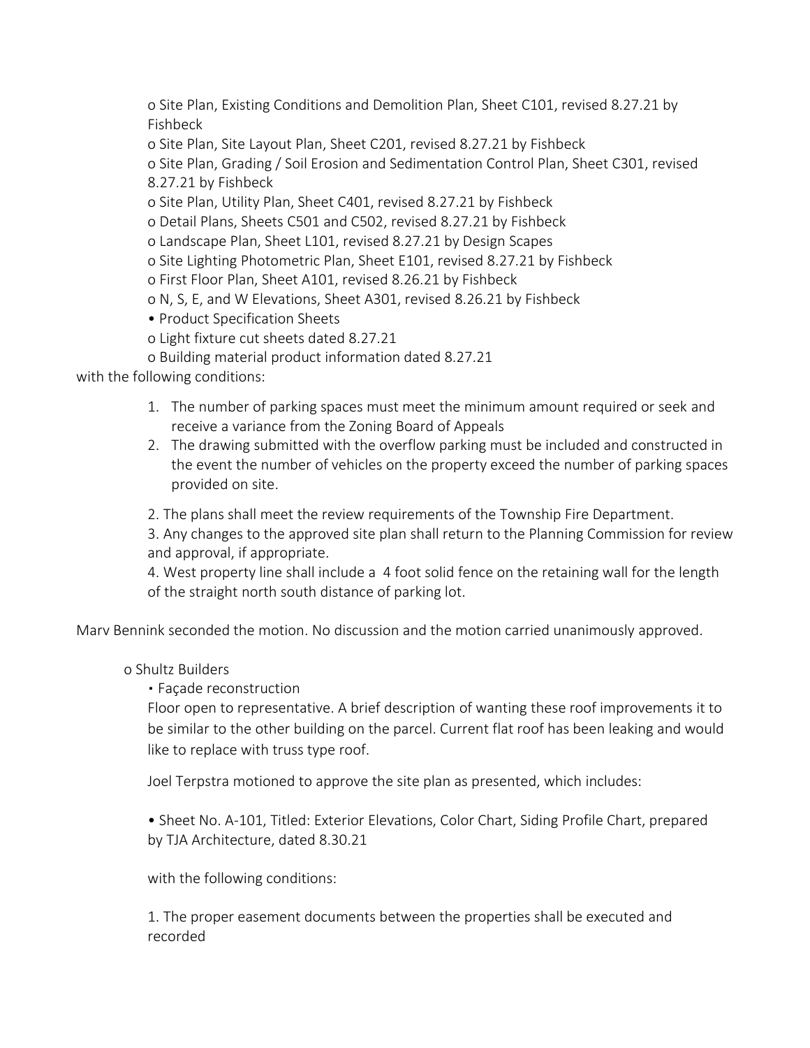o Site Plan, Existing Conditions and Demolition Plan, Sheet C101, revised 8.27.21 by Fishbeck

o Site Plan, Site Layout Plan, Sheet C201, revised 8.27.21 by Fishbeck

o Site Plan, Grading / Soil Erosion and Sedimentation Control Plan, Sheet C301, revised 8.27.21 by Fishbeck

o Site Plan, Utility Plan, Sheet C401, revised 8.27.21 by Fishbeck

o Detail Plans, Sheets C501 and C502, revised 8.27.21 by Fishbeck

o Landscape Plan, Sheet L101, revised 8.27.21 by Design Scapes

o Site Lighting Photometric Plan, Sheet E101, revised 8.27.21 by Fishbeck

o First Floor Plan, Sheet A101, revised 8.26.21 by Fishbeck

o N, S, E, and W Elevations, Sheet A301, revised 8.26.21 by Fishbeck

• Product Specification Sheets

o Light fixture cut sheets dated 8.27.21

o Building material product information dated 8.27.21

with the following conditions:

1. The number of parking spaces must meet the minimum amount required or seek and receive a variance from the Zoning Board of Appeals
2. The drawing submitted with the overflow parking must be included and constructed in the event the number of vehicles on the property exceed the number of parking spaces provided on site.

2. The plans shall meet the review requirements of the Township Fire Department.

3. Any changes to the approved site plan shall return to the Planning Commission for review and approval, if appropriate.

4. West property line shall include a 4 foot solid fence on the retaining wall for the length of the straight north south distance of parking lot.

Marv Bennink seconded the motion. No discussion and the motion carried unanimously approved.

o Shultz Builders

▪ Façade reconstruction

Floor open to representative. A brief description of wanting these roof improvements it to be similar to the other building on the parcel. Current flat roof has been leaking and would like to replace with truss type roof.

Joel Terpstra motioned to approve the site plan as presented, which includes:

• Sheet No. A-101, Titled: Exterior Elevations, Color Chart, Siding Profile Chart, prepared by TJA Architecture, dated 8.30.21

with the following conditions:

1. The proper easement documents between the properties shall be executed and recorded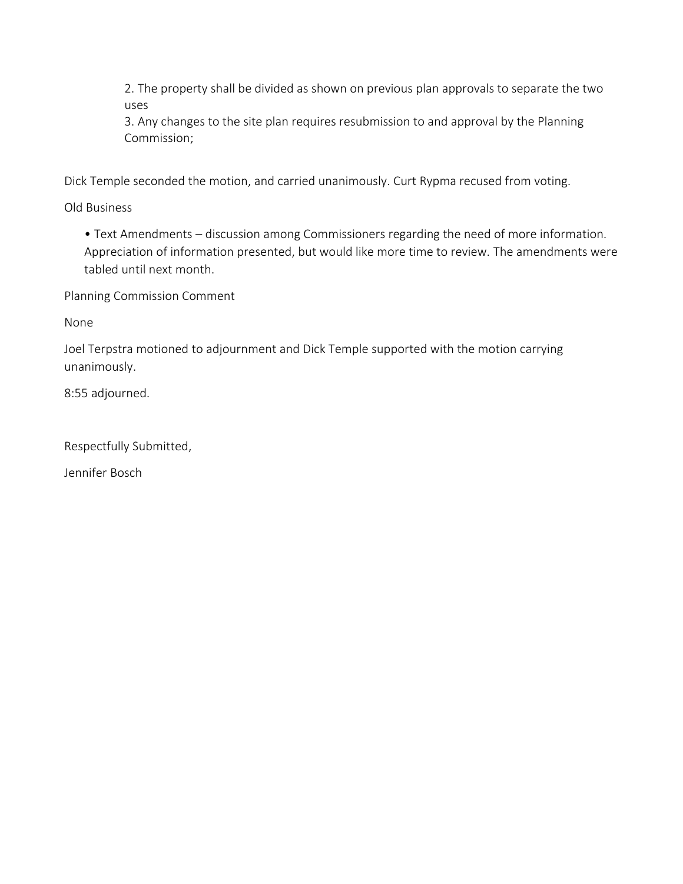2. The property shall be divided as shown on previous plan approvals to separate the two uses
3. Any changes to the site plan requires resubmission to and approval by the Planning Commission;

Dick Temple seconded the motion, and carried unanimously. Curt Rypma recused from voting.

Old Business

- Text Amendments – discussion among Commissioners regarding the need of more information. Appreciation of information presented, but would like more time to review. The amendments were tabled until next month.

Planning Commission Comment

None

Joel Terpstra motioned to adjournment and Dick Temple supported with the motion carrying unanimously.

8:55 adjourned.

Respectfully Submitted,

Jennifer Bosch